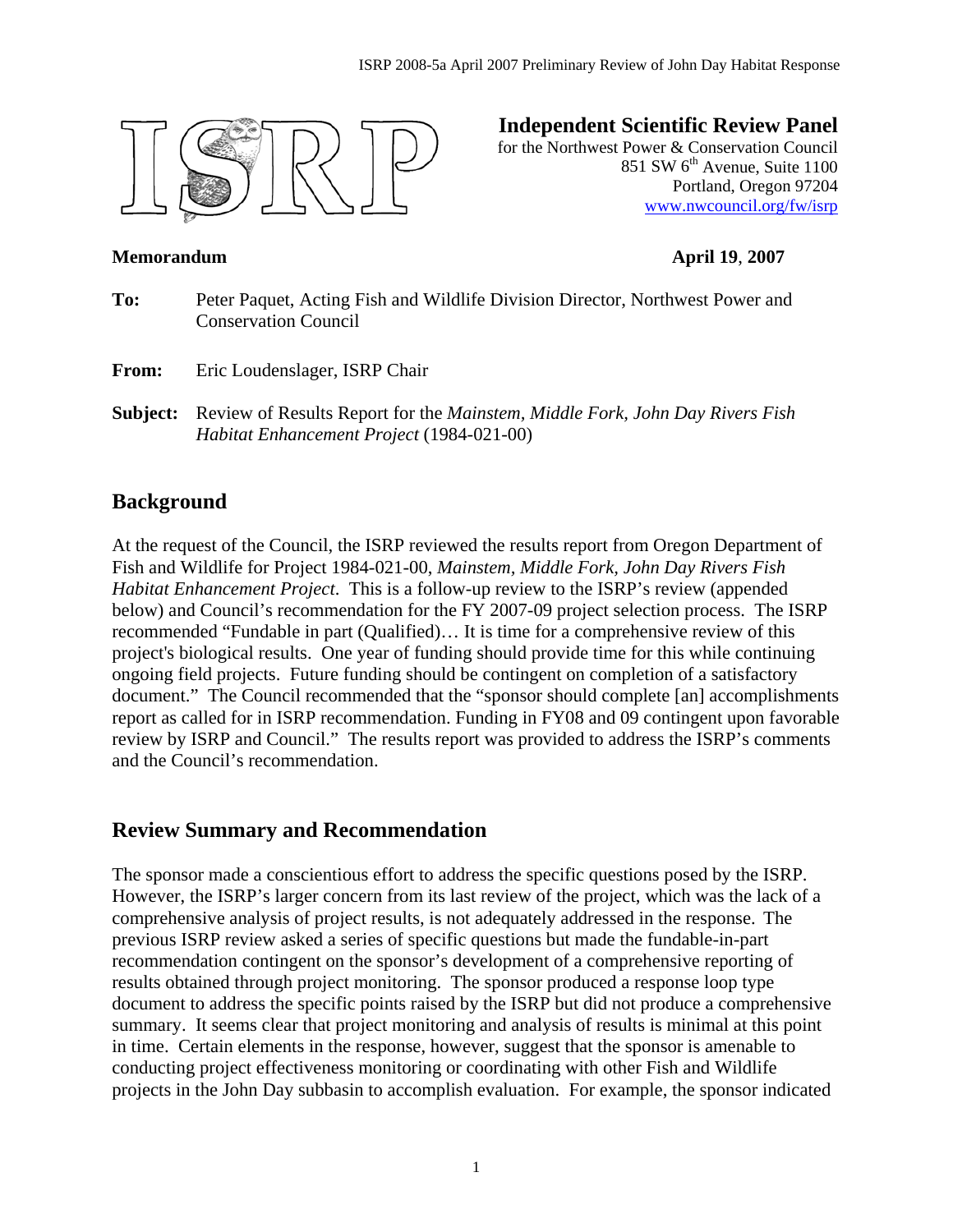**Independent Scientific Review Panel**
for the Northwest Power & Conservation Council
851 SW 6th Avenue, Suite 1100
Portland, Oregon 97204
www.nwcouncil.org/fw/isrp

**Memorandum** **April 19, 2007**

**To:** Peter Paquet, Acting Fish and Wildlife Division Director, Northwest Power and Conservation Council

**From:** Eric Loudenslager, ISRP Chair

**Subject:** Review of Results Report for the *Mainstem, Middle Fork, John Day Rivers Fish Habitat Enhancement Project* (1984-021-00)

## Background

At the request of the Council, the ISRP reviewed the results report from Oregon Department of Fish and Wildlife for Project 1984-021-00, *Mainstem, Middle Fork, John Day Rivers Fish Habitat Enhancement Project*. This is a follow-up review to the ISRP's review (appended below) and Council's recommendation for the FY 2007-09 project selection process. The ISRP recommended "Fundable in part (Qualified)… It is time for a comprehensive review of this project's biological results. One year of funding should provide time for this while continuing ongoing field projects. Future funding should be contingent on completion of a satisfactory document." The Council recommended that the "sponsor should complete [an] accomplishments report as called for in ISRP recommendation. Funding in FY08 and 09 contingent upon favorable review by ISRP and Council." The results report was provided to address the ISRP's comments and the Council's recommendation.

## Review Summary and Recommendation

The sponsor made a conscientious effort to address the specific questions posed by the ISRP. However, the ISRP's larger concern from its last review of the project, which was the lack of a comprehensive analysis of project results, is not adequately addressed in the response. The previous ISRP review asked a series of specific questions but made the fundable-in-part recommendation contingent on the sponsor's development of a comprehensive reporting of results obtained through project monitoring. The sponsor produced a response loop type document to address the specific points raised by the ISRP but did not produce a comprehensive summary. It seems clear that project monitoring and analysis of results is minimal at this point in time. Certain elements in the response, however, suggest that the sponsor is amenable to conducting project effectiveness monitoring or coordinating with other Fish and Wildlife projects in the John Day subbasin to accomplish evaluation. For example, the sponsor indicated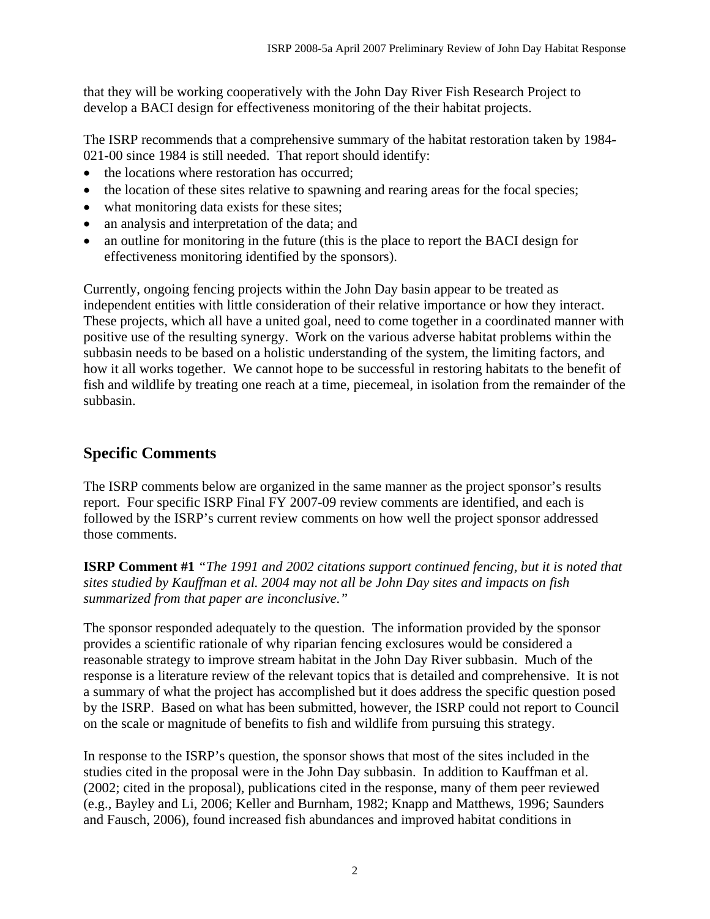that they will be working cooperatively with the John Day River Fish Research Project to develop a BACI design for effectiveness monitoring of the their habitat projects.

The ISRP recommends that a comprehensive summary of the habitat restoration taken by 1984-021-00 since 1984 is still needed. That report should identify:

- the locations where restoration has occurred;
- the location of these sites relative to spawning and rearing areas for the focal species;
- what monitoring data exists for these sites;
- an analysis and interpretation of the data; and
- an outline for monitoring in the future (this is the place to report the BACI design for effectiveness monitoring identified by the sponsors).

Currently, ongoing fencing projects within the John Day basin appear to be treated as independent entities with little consideration of their relative importance or how they interact. These projects, which all have a united goal, need to come together in a coordinated manner with positive use of the resulting synergy. Work on the various adverse habitat problems within the subbasin needs to be based on a holistic understanding of the system, the limiting factors, and how it all works together. We cannot hope to be successful in restoring habitats to the benefit of fish and wildlife by treating one reach at a time, piecemeal, in isolation from the remainder of the subbasin.

## Specific Comments

The ISRP comments below are organized in the same manner as the project sponsor's results report. Four specific ISRP Final FY 2007-09 review comments are identified, and each is followed by the ISRP's current review comments on how well the project sponsor addressed those comments.

**ISRP Comment #1** *"The 1991 and 2002 citations support continued fencing, but it is noted that sites studied by Kauffman et al. 2004 may not all be John Day sites and impacts on fish summarized from that paper are inconclusive."*

The sponsor responded adequately to the question. The information provided by the sponsor provides a scientific rationale of why riparian fencing exclosures would be considered a reasonable strategy to improve stream habitat in the John Day River subbasin. Much of the response is a literature review of the relevant topics that is detailed and comprehensive. It is not a summary of what the project has accomplished but it does address the specific question posed by the ISRP. Based on what has been submitted, however, the ISRP could not report to Council on the scale or magnitude of benefits to fish and wildlife from pursuing this strategy.

In response to the ISRP's question, the sponsor shows that most of the sites included in the studies cited in the proposal were in the John Day subbasin. In addition to Kauffman et al. (2002; cited in the proposal), publications cited in the response, many of them peer reviewed (e.g., Bayley and Li, 2006; Keller and Burnham, 1982; Knapp and Matthews, 1996; Saunders and Fausch, 2006), found increased fish abundances and improved habitat conditions in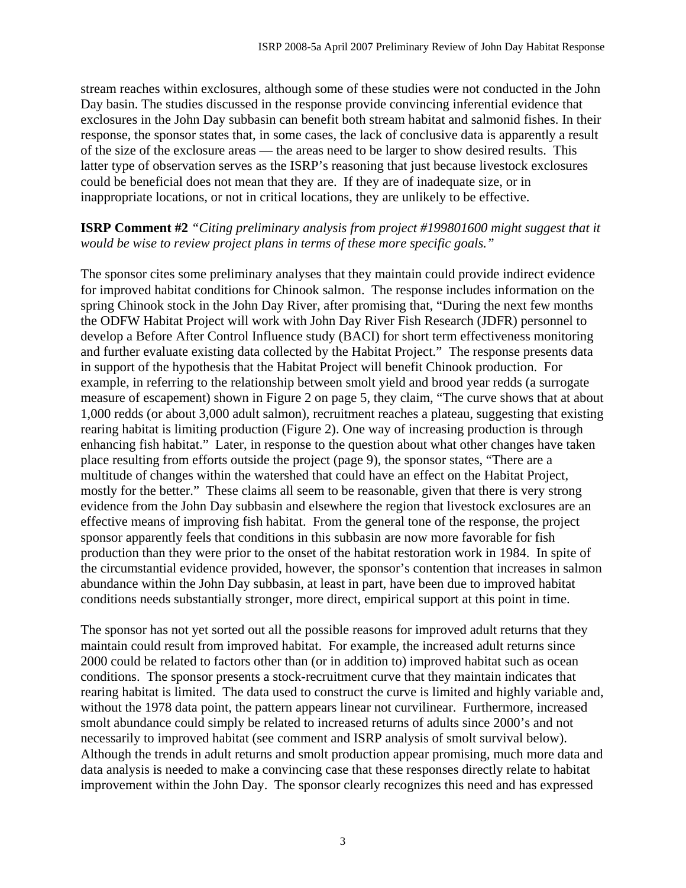stream reaches within exclosures, although some of these studies were not conducted in the John Day basin. The studies discussed in the response provide convincing inferential evidence that exclosures in the John Day subbasin can benefit both stream habitat and salmonid fishes. In their response, the sponsor states that, in some cases, the lack of conclusive data is apparently a result of the size of the exclosure areas — the areas need to be larger to show desired results. This latter type of observation serves as the ISRP's reasoning that just because livestock exclosures could be beneficial does not mean that they are. If they are of inadequate size, or in inappropriate locations, or not in critical locations, they are unlikely to be effective.

**ISRP Comment #2** *"Citing preliminary analysis from project #199801600 might suggest that it would be wise to review project plans in terms of these more specific goals."*

The sponsor cites some preliminary analyses that they maintain could provide indirect evidence for improved habitat conditions for Chinook salmon. The response includes information on the spring Chinook stock in the John Day River, after promising that, "During the next few months the ODFW Habitat Project will work with John Day River Fish Research (JDFR) personnel to develop a Before After Control Influence study (BACI) for short term effectiveness monitoring and further evaluate existing data collected by the Habitat Project." The response presents data in support of the hypothesis that the Habitat Project will benefit Chinook production. For example, in referring to the relationship between smolt yield and brood year redds (a surrogate measure of escapement) shown in Figure 2 on page 5, they claim, "The curve shows that at about 1,000 redds (or about 3,000 adult salmon), recruitment reaches a plateau, suggesting that existing rearing habitat is limiting production (Figure 2). One way of increasing production is through enhancing fish habitat." Later, in response to the question about what other changes have taken place resulting from efforts outside the project (page 9), the sponsor states, "There are a multitude of changes within the watershed that could have an effect on the Habitat Project, mostly for the better." These claims all seem to be reasonable, given that there is very strong evidence from the John Day subbasin and elsewhere the region that livestock exclosures are an effective means of improving fish habitat. From the general tone of the response, the project sponsor apparently feels that conditions in this subbasin are now more favorable for fish production than they were prior to the onset of the habitat restoration work in 1984. In spite of the circumstantial evidence provided, however, the sponsor's contention that increases in salmon abundance within the John Day subbasin, at least in part, have been due to improved habitat conditions needs substantially stronger, more direct, empirical support at this point in time.

The sponsor has not yet sorted out all the possible reasons for improved adult returns that they maintain could result from improved habitat. For example, the increased adult returns since 2000 could be related to factors other than (or in addition to) improved habitat such as ocean conditions. The sponsor presents a stock-recruitment curve that they maintain indicates that rearing habitat is limited. The data used to construct the curve is limited and highly variable and, without the 1978 data point, the pattern appears linear not curvilinear. Furthermore, increased smolt abundance could simply be related to increased returns of adults since 2000's and not necessarily to improved habitat (see comment and ISRP analysis of smolt survival below). Although the trends in adult returns and smolt production appear promising, much more data and data analysis is needed to make a convincing case that these responses directly relate to habitat improvement within the John Day. The sponsor clearly recognizes this need and has expressed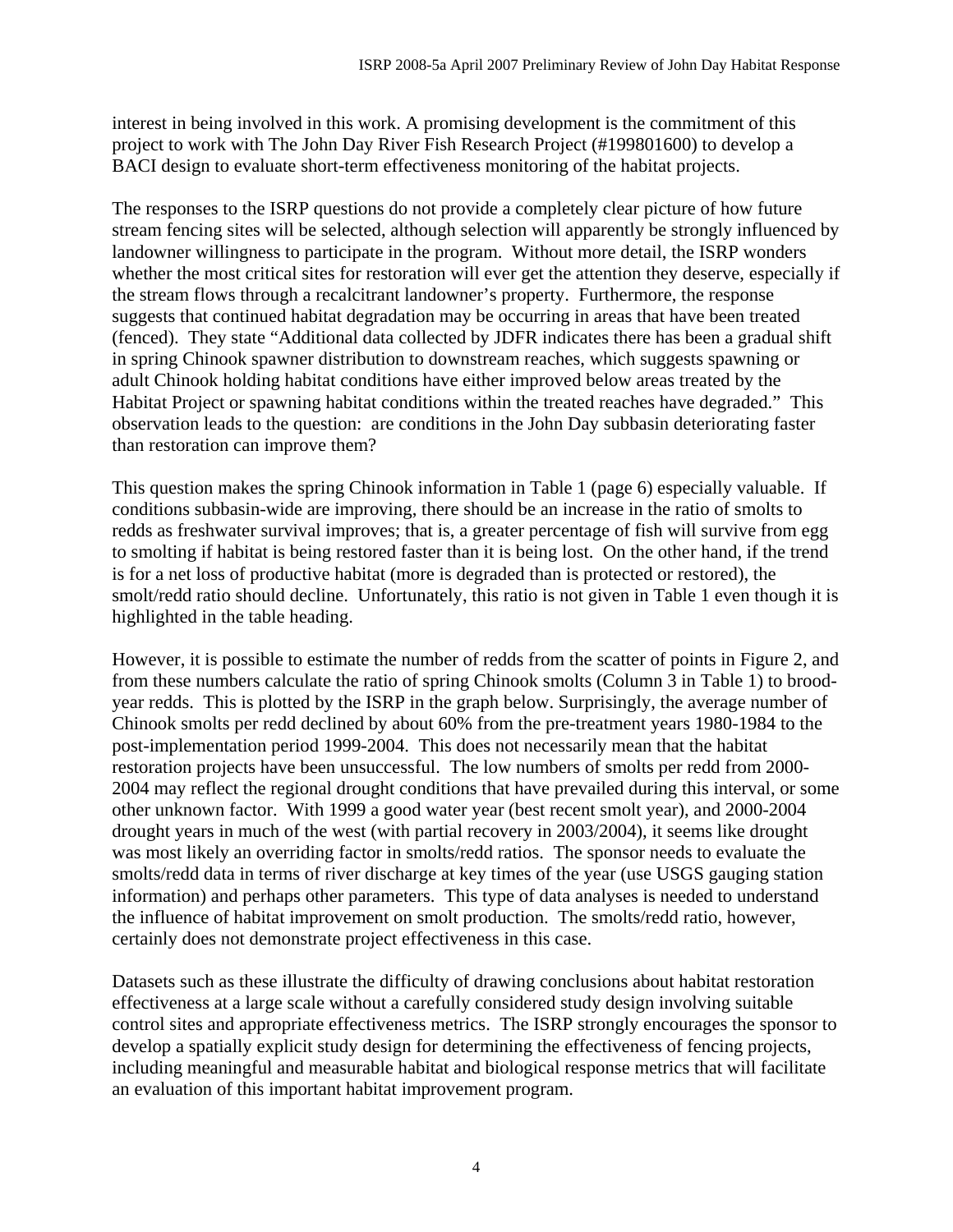interest in being involved in this work. A promising development is the commitment of this project to work with The John Day River Fish Research Project (#199801600) to develop a BACI design to evaluate short-term effectiveness monitoring of the habitat projects.

The responses to the ISRP questions do not provide a completely clear picture of how future stream fencing sites will be selected, although selection will apparently be strongly influenced by landowner willingness to participate in the program. Without more detail, the ISRP wonders whether the most critical sites for restoration will ever get the attention they deserve, especially if the stream flows through a recalcitrant landowner's property. Furthermore, the response suggests that continued habitat degradation may be occurring in areas that have been treated (fenced). They state "Additional data collected by JDFR indicates there has been a gradual shift in spring Chinook spawner distribution to downstream reaches, which suggests spawning or adult Chinook holding habitat conditions have either improved below areas treated by the Habitat Project or spawning habitat conditions within the treated reaches have degraded." This observation leads to the question: are conditions in the John Day subbasin deteriorating faster than restoration can improve them?

This question makes the spring Chinook information in Table 1 (page 6) especially valuable. If conditions subbasin-wide are improving, there should be an increase in the ratio of smolts to redds as freshwater survival improves; that is, a greater percentage of fish will survive from egg to smolting if habitat is being restored faster than it is being lost. On the other hand, if the trend is for a net loss of productive habitat (more is degraded than is protected or restored), the smolt/redd ratio should decline. Unfortunately, this ratio is not given in Table 1 even though it is highlighted in the table heading.

However, it is possible to estimate the number of redds from the scatter of points in Figure 2, and from these numbers calculate the ratio of spring Chinook smolts (Column 3 in Table 1) to brood-year redds. This is plotted by the ISRP in the graph below. Surprisingly, the average number of Chinook smolts per redd declined by about 60% from the pre-treatment years 1980-1984 to the post-implementation period 1999-2004. This does not necessarily mean that the habitat restoration projects have been unsuccessful. The low numbers of smolts per redd from 2000-2004 may reflect the regional drought conditions that have prevailed during this interval, or some other unknown factor. With 1999 a good water year (best recent smolt year), and 2000-2004 drought years in much of the west (with partial recovery in 2003/2004), it seems like drought was most likely an overriding factor in smolts/redd ratios. The sponsor needs to evaluate the smolts/redd data in terms of river discharge at key times of the year (use USGS gauging station information) and perhaps other parameters. This type of data analyses is needed to understand the influence of habitat improvement on smolt production. The smolts/redd ratio, however, certainly does not demonstrate project effectiveness in this case.

Datasets such as these illustrate the difficulty of drawing conclusions about habitat restoration effectiveness at a large scale without a carefully considered study design involving suitable control sites and appropriate effectiveness metrics. The ISRP strongly encourages the sponsor to develop a spatially explicit study design for determining the effectiveness of fencing projects, including meaningful and measurable habitat and biological response metrics that will facilitate an evaluation of this important habitat improvement program.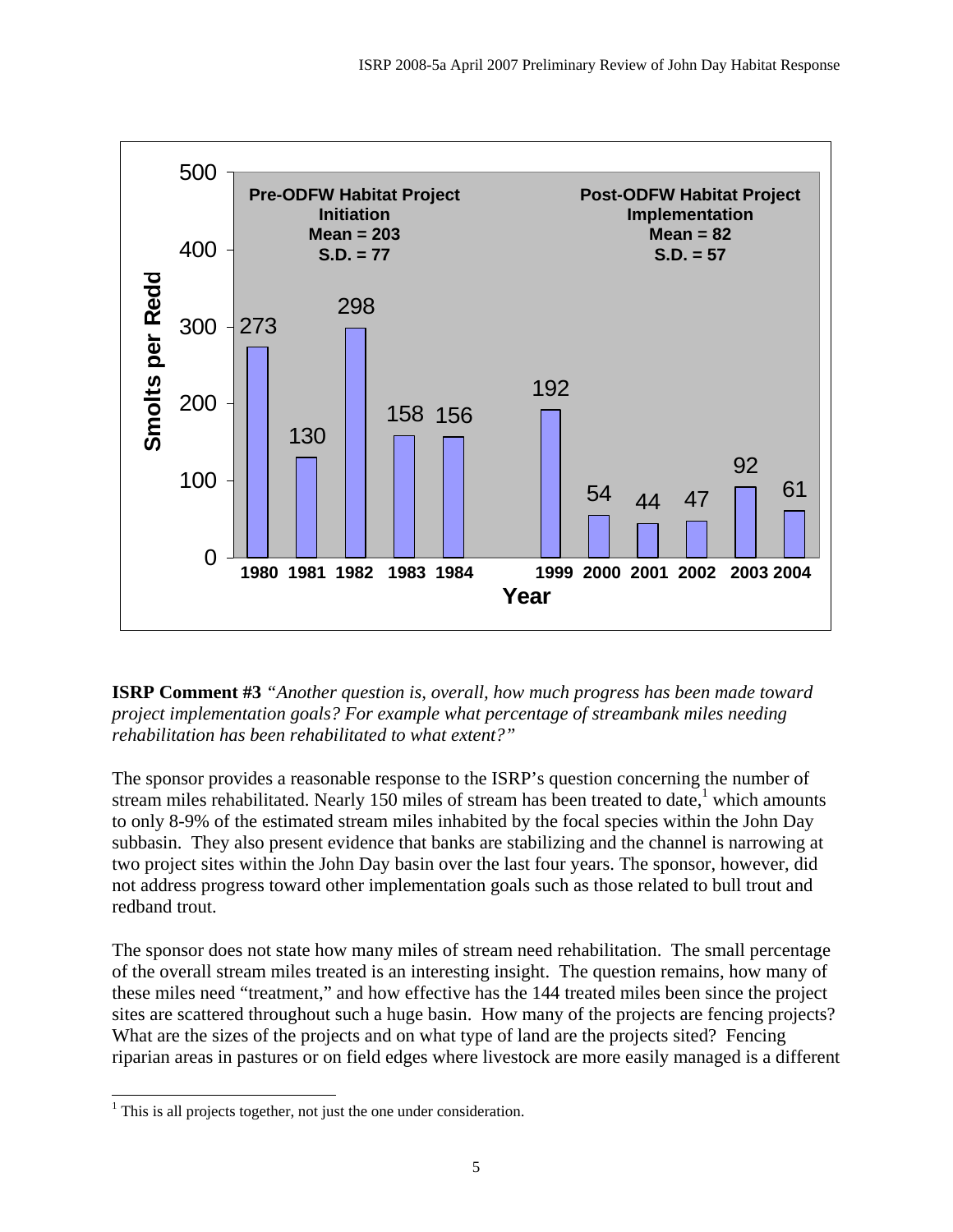| | Pre-ODFW Habitat Project Initiation | | | | | Post-ODFW Habitat Project Implementation | | | | | |
|---|---|---|---|---|---|---|---|---|---|---|---|
| Year | 1980 | 1981 | 1982 | 1983 | 1984 | 1999 | 2000 | 2001 | 2002 | 2003 | 2004 |
| Smolts per Redd | 273 | 130 | 298 | 158 | 156 | 192 | 54 | 44 | 47 | 92 | 61 |

Pre-ODFW Habitat Project Initiation: Mean = 203, S.D. = 77

Post-ODFW Habitat Project Implementation: Mean = 82, S.D. = 57

**ISRP Comment #3** *"Another question is, overall, how much progress has been made toward project implementation goals? For example what percentage of streambank miles needing rehabilitation has been rehabilitated to what extent?"*

The sponsor provides a reasonable response to the ISRP's question concerning the number of stream miles rehabilitated. Nearly 150 miles of stream has been treated to date,[1] which amounts to only 8-9% of the estimated stream miles inhabited by the focal species within the John Day subbasin. They also present evidence that banks are stabilizing and the channel is narrowing at two project sites within the John Day basin over the last four years. The sponsor, however, did not address progress toward other implementation goals such as those related to bull trout and redband trout.

The sponsor does not state how many miles of stream need rehabilitation. The small percentage of the overall stream miles treated is an interesting insight. The question remains, how many of these miles need "treatment," and how effective has the 144 treated miles been since the project sites are scattered throughout such a huge basin. How many of the projects are fencing projects? What are the sizes of the projects and on what type of land are the projects sited? Fencing riparian areas in pastures or on field edges where livestock are more easily managed is a different

[1] This is all projects together, not just the one under consideration.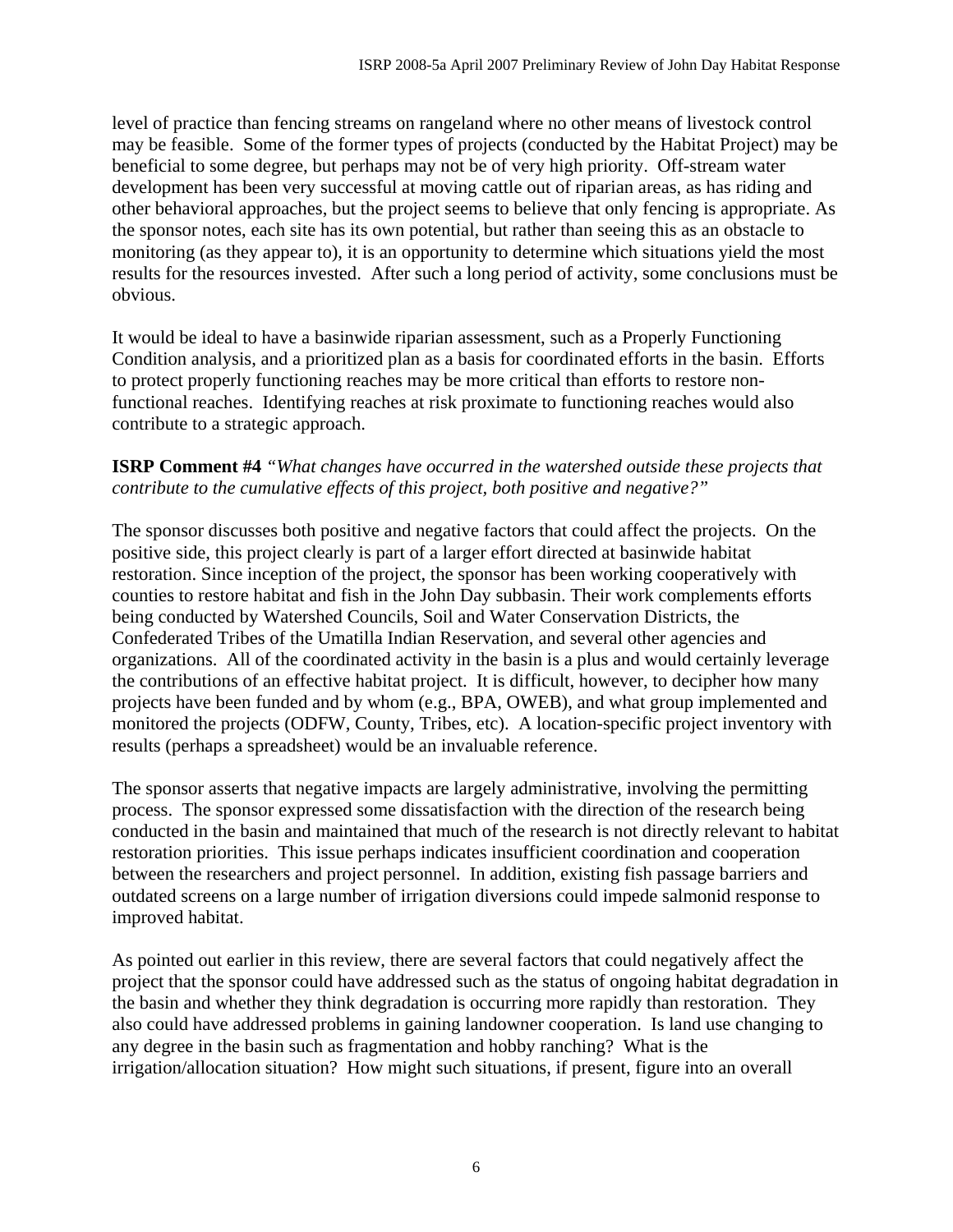level of practice than fencing streams on rangeland where no other means of livestock control may be feasible. Some of the former types of projects (conducted by the Habitat Project) may be beneficial to some degree, but perhaps may not be of very high priority. Off-stream water development has been very successful at moving cattle out of riparian areas, as has riding and other behavioral approaches, but the project seems to believe that only fencing is appropriate. As the sponsor notes, each site has its own potential, but rather than seeing this as an obstacle to monitoring (as they appear to), it is an opportunity to determine which situations yield the most results for the resources invested. After such a long period of activity, some conclusions must be obvious.

It would be ideal to have a basinwide riparian assessment, such as a Properly Functioning Condition analysis, and a prioritized plan as a basis for coordinated efforts in the basin. Efforts to protect properly functioning reaches may be more critical than efforts to restore non-functional reaches. Identifying reaches at risk proximate to functioning reaches would also contribute to a strategic approach.

**ISRP Comment #4** *"What changes have occurred in the watershed outside these projects that contribute to the cumulative effects of this project, both positive and negative?"*

The sponsor discusses both positive and negative factors that could affect the projects. On the positive side, this project clearly is part of a larger effort directed at basinwide habitat restoration. Since inception of the project, the sponsor has been working cooperatively with counties to restore habitat and fish in the John Day subbasin. Their work complements efforts being conducted by Watershed Councils, Soil and Water Conservation Districts, the Confederated Tribes of the Umatilla Indian Reservation, and several other agencies and organizations. All of the coordinated activity in the basin is a plus and would certainly leverage the contributions of an effective habitat project. It is difficult, however, to decipher how many projects have been funded and by whom (e.g., BPA, OWEB), and what group implemented and monitored the projects (ODFW, County, Tribes, etc). A location-specific project inventory with results (perhaps a spreadsheet) would be an invaluable reference.

The sponsor asserts that negative impacts are largely administrative, involving the permitting process. The sponsor expressed some dissatisfaction with the direction of the research being conducted in the basin and maintained that much of the research is not directly relevant to habitat restoration priorities. This issue perhaps indicates insufficient coordination and cooperation between the researchers and project personnel. In addition, existing fish passage barriers and outdated screens on a large number of irrigation diversions could impede salmonid response to improved habitat.

As pointed out earlier in this review, there are several factors that could negatively affect the project that the sponsor could have addressed such as the status of ongoing habitat degradation in the basin and whether they think degradation is occurring more rapidly than restoration. They also could have addressed problems in gaining landowner cooperation. Is land use changing to any degree in the basin such as fragmentation and hobby ranching? What is the irrigation/allocation situation? How might such situations, if present, figure into an overall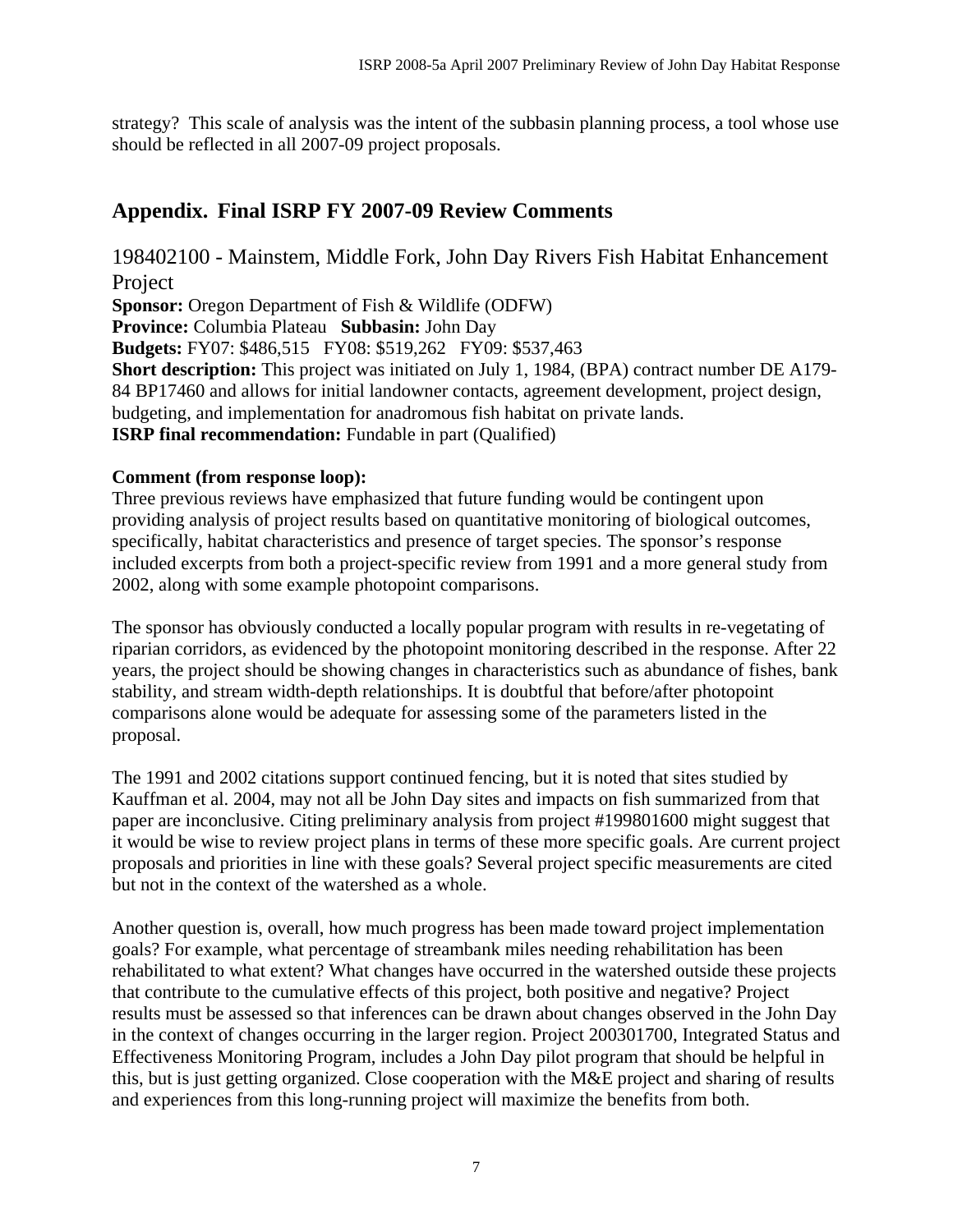strategy? This scale of analysis was the intent of the subbasin planning process, a tool whose use should be reflected in all 2007-09 project proposals.

## Appendix. Final ISRP FY 2007-09 Review Comments

### 198402100 - Mainstem, Middle Fork, John Day Rivers Fish Habitat Enhancement Project

**Sponsor:** Oregon Department of Fish & Wildlife (ODFW)
**Province:** Columbia Plateau **Subbasin:** John Day
**Budgets:** FY07: $486,515 FY08: $519,262 FY09: $537,463
**Short description:** This project was initiated on July 1, 1984, (BPA) contract number DE A179-84 BP17460 and allows for initial landowner contacts, agreement development, project design, budgeting, and implementation for anadromous fish habitat on private lands.
**ISRP final recommendation:** Fundable in part (Qualified)

**Comment (from response loop):**
Three previous reviews have emphasized that future funding would be contingent upon providing analysis of project results based on quantitative monitoring of biological outcomes, specifically, habitat characteristics and presence of target species. The sponsor's response included excerpts from both a project-specific review from 1991 and a more general study from 2002, along with some example photopoint comparisons.

The sponsor has obviously conducted a locally popular program with results in re-vegetating of riparian corridors, as evidenced by the photopoint monitoring described in the response. After 22 years, the project should be showing changes in characteristics such as abundance of fishes, bank stability, and stream width-depth relationships. It is doubtful that before/after photopoint comparisons alone would be adequate for assessing some of the parameters listed in the proposal.

The 1991 and 2002 citations support continued fencing, but it is noted that sites studied by Kauffman et al. 2004, may not all be John Day sites and impacts on fish summarized from that paper are inconclusive. Citing preliminary analysis from project #199801600 might suggest that it would be wise to review project plans in terms of these more specific goals. Are current project proposals and priorities in line with these goals? Several project specific measurements are cited but not in the context of the watershed as a whole.

Another question is, overall, how much progress has been made toward project implementation goals? For example, what percentage of streambank miles needing rehabilitation has been rehabilitated to what extent? What changes have occurred in the watershed outside these projects that contribute to the cumulative effects of this project, both positive and negative? Project results must be assessed so that inferences can be drawn about changes observed in the John Day in the context of changes occurring in the larger region. Project 200301700, Integrated Status and Effectiveness Monitoring Program, includes a John Day pilot program that should be helpful in this, but is just getting organized. Close cooperation with the M&E project and sharing of results and experiences from this long-running project will maximize the benefits from both.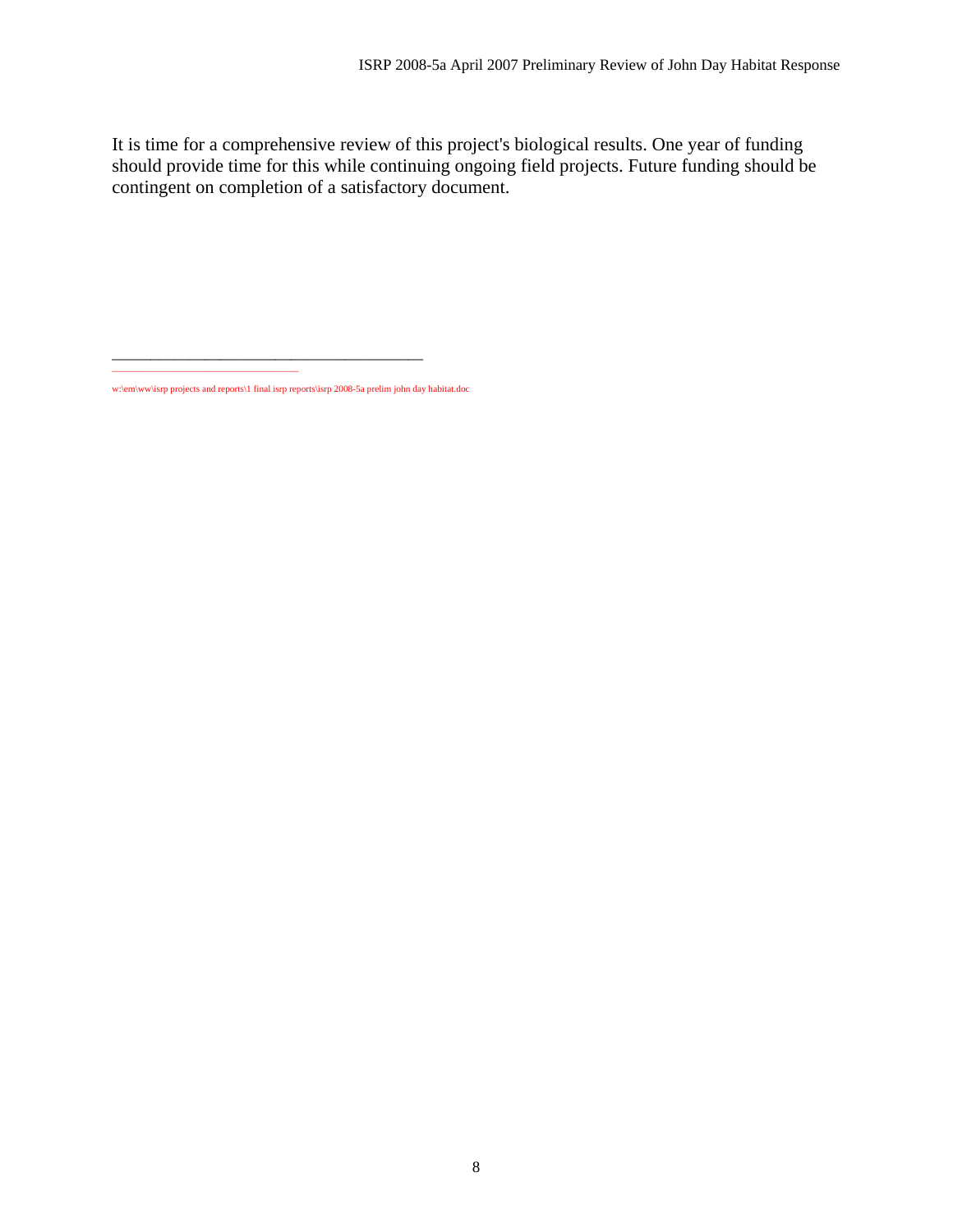It is time for a comprehensive review of this project's biological results. One year of funding should provide time for this while continuing ongoing field projects. Future funding should be contingent on completion of a satisfactory document.

---

w:\em\ww\isrp projects and reports\1 final isrp reports\isrp 2008-5a prelim john day habitat.doc